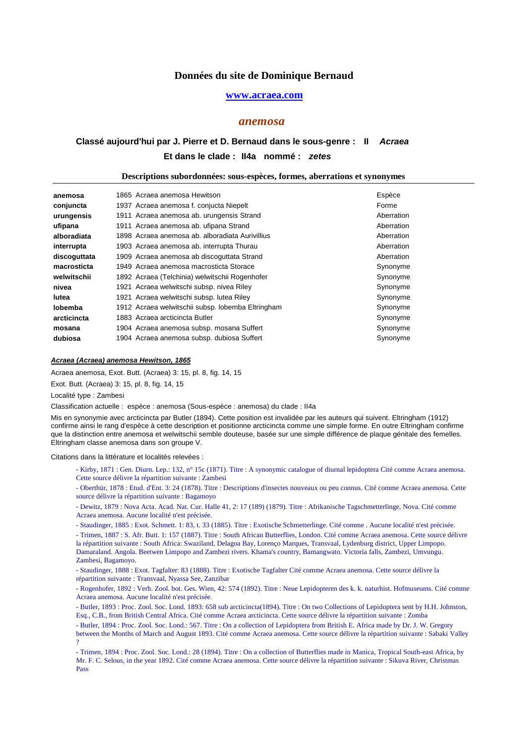# Données du site de Dominique Bernaud

**www.acraea.com**

## *anemosa*

### Classé aujourd'hui par J. Pierre et D. Bernaud dans le sous-genre : II *Acraea*

### Et dans le clade : II4a nommé : *zetes*

**Descriptions subordonnées: sous-espèces, formes, aberrations et synonymes**

| | | |
|---|---|---|
| **anemosa** | 1865 Acraea anemosa Hewitson | Espèce |
| **conjuncta** | 1937 Acraea anemosa f. conjucta Niepelt | Forme |
| **urungensis** | 1911 Acraea anemosa ab. urungensis Strand | Aberration |
| **ufipana** | 1911 Acraea anemosa ab. ufipana Strand | Aberration |
| **alboradiata** | 1898 Acraea anemosa ab. alboradiata Aurivillius | Aberration |
| **interrupta** | 1903 Acraea anemosa ab. interrupta Thurau | Aberration |
| **discoguttata** | 1909 Acraea anemosa ab discoguttata Strand | Aberration |
| **macrosticta** | 1949 Acraea anemosa macrosticta Storace | Synonyme |
| **welwitschii** | 1892 Acraea (Telchinia) welwitschii Rogenhofer | Synonyme |
| **nivea** | 1921 Acraea welwitschi subsp. nivea Riley | Synonyme |
| **lutea** | 1921 Acraea welwitschi subsp. lutea Riley | Synonyme |
| **lobemba** | 1912 Acraea welwitschii subsp. lobemba Eltringham | Synonyme |
| **arcticincta** | 1883 Acraea arcticincta Butler | Synonyme |
| **mosana** | 1904 Acraea anemosa subsp. mosana Suffert | Synonyme |
| **dubiosa** | 1904 Acraea anemosa subsp. dubiosa Suffert | Synonyme |

***Acraea (Acraea) anemosa Hewitson, 1865***

Acraea anemosa, Exot. Butt. (Acraea) 3: 15, pl. 8, fig. 14, 15

Exot. Butt. (Acraea) 3: 15, pl. 8, fig. 14, 15

Localité type : Zambesi

Classification actuelle : espèce : anemosa (Sous-espèce : anemosa) du clade : II4a

Mis en synonymie avec arcticincta par Butler (1894). Cette position est invalidée par les auteurs qui suivent. Eltringham (1912) confirme ainsi le rang d'espèce à cette description et positionne arcticincta comme une simple forme. En outre Eltringham confirme que la distinction entre anemosa et welwitschii semble douteuse, basée sur une simple différence de plaque génitale des femelles. Eltringham classe anemosa dans son groupe V.

Citations dans la littérature et localités relevées :

- Kirby, 1871 : Gen. Diurn. Lep.: 132, n° 15c (1871). Titre : A synonymic catalogue of diurnal lepidoptera Cité comme Acraea anemosa. Cette source délivre la répartition suivante : Zambesi
- Oberthür, 1878 : Etud. d'Ent. 3: 24 (1878). Titre : Descriptions d'insectes nouveaux ou peu connus. Cité comme Acraea anemosa. Cette source délivre la répartition suivante : Bagamoyo
- Dewitz, 1879 : Nova Acta. Acad. Nat. Cur. Halle 41, 2: 17 (189) (1879). Titre : Afrikanische Tagschmetterlinge, Nova. Cité comme Acraea anemosa. Aucune localité n'est précisée.
- Staudinger, 1885 : Exot. Schmett. 1: 83, t. 33 (1885). Titre : Exotische Schmetterlinge. Cité comme . Aucune localité n'est précisée.
- Trimen, 1887 : S. Afr. Butt. 1: 157 (1887). Titre : South African Butterflies, London. Cité comme Acraea anemosa. Cette source délivre la répartition suivante : South Africa: Swaziland, Delagoa Bay, Lorenço Marques, Transvaal, Lydenburg district, Upper Limpopo. Damaraland. Angola. Beetwen Limpopo and Zambezi rivers. Khama's country, Bamangwato. Victoria falls, Zambezi, Umvungu. Zambezi, Bagamoyo.
- Staudinger, 1888 : Exot. Tagfalter: 83 (1888). Titre : Exotische Tagfalter Cité comme Acraea anemosa. Cette source délivre la répartition suivante : Transvaal, Nyassa See, Zanzibar
- Rogenhofer, 1892 : Verh. Zool. bot. Ges. Wien, 42: 574 (1892). Titre : Neue Lepidopteren des k. k. naturhist. Hofmuseums. Cité comme Acraea anemosa. Aucune localité n'est précisée.
- Butler, 1893 : Proc. Zool. Soc. Lond. 1893: 658 sub arcticincta(1894). Titre : On two Collections of Lepidoptera sent by H.H. Johnston, Esq., C.B., from British Central Africa. Cité comme Acraea arcticincta. Cette source délivre la répartition suivante : Zomba
- Butler, 1894 : Proc. Zool. Soc. Lond.: 567. Titre : On a collection of Lepidoptera from British E. Africa made by Dr. J. W. Gregory between the Months of March and August 1893. Cité comme Acraea anemosa. Cette source délivre la répartition suivante : Sabaki Valley ?
- Trimen, 1894 : Proc. Zool. Soc. Lond.: 28 (1894). Titre : On a collection of Butterflies made in Manica, Tropical South-east Africa, by Mr. F. C. Selous, in the year 1892. Cité comme Acraea anemosa. Cette source délivre la répartition suivante : Sikuva River, Christmas Pass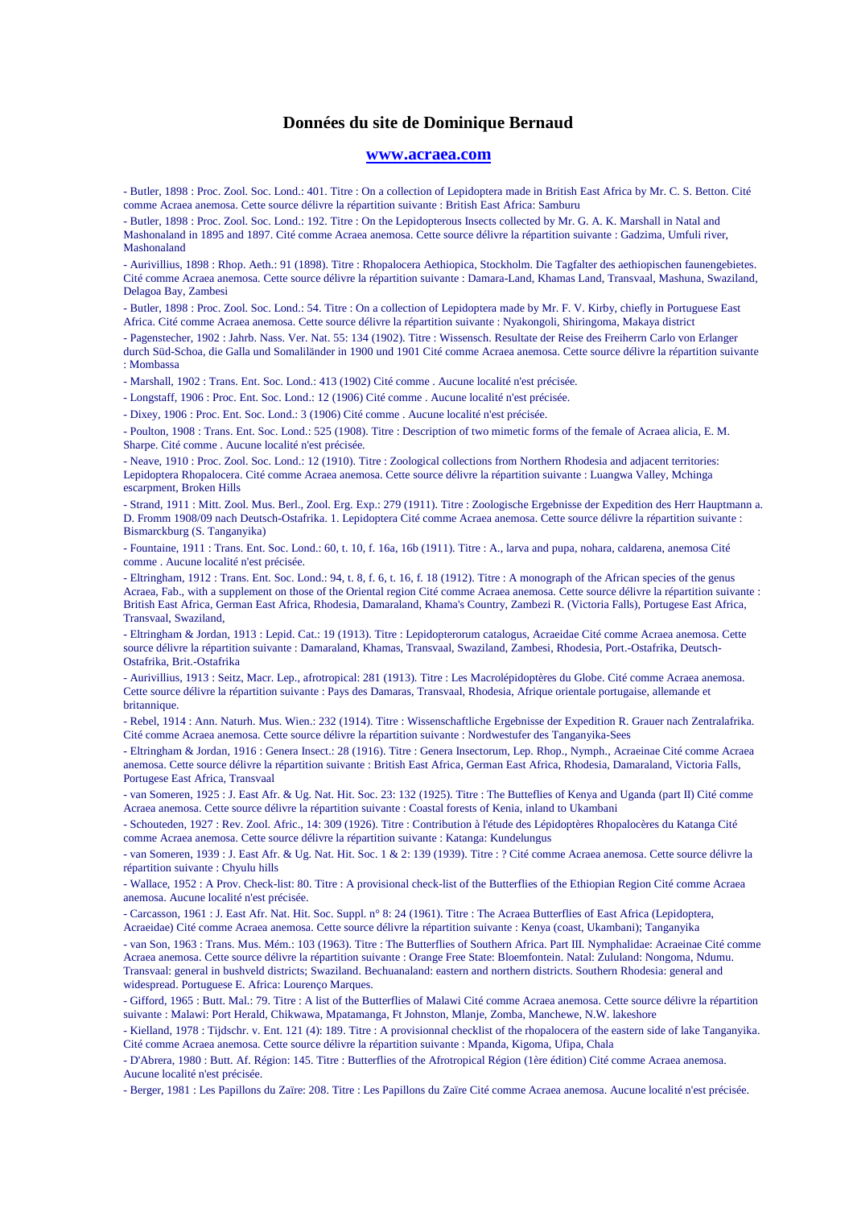# Données du site de Dominique Bernaud

## www.acraea.com

- Butler, 1898 : Proc. Zool. Soc. Lond.: 401. Titre : On a collection of Lepidoptera made in British East Africa by Mr. C. S. Betton. Cité comme Acraea anemosa. Cette source délivre la répartition suivante : British East Africa: Samburu

- Butler, 1898 : Proc. Zool. Soc. Lond.: 192. Titre : On the Lepidopterous Insects collected by Mr. G. A. K. Marshall in Natal and Mashonaland in 1895 and 1897. Cité comme Acraea anemosa. Cette source délivre la répartition suivante : Gadzima, Umfuli river, Mashonaland

- Aurivillius, 1898 : Rhop. Aeth.: 91 (1898). Titre : Rhopalocera Aethiopica, Stockholm. Die Tagfalter des aethiopischen faunengebietes. Cité comme Acraea anemosa. Cette source délivre la répartition suivante : Damara-Land, Khamas Land, Transvaal, Mashuna, Swaziland, Delagoa Bay, Zambesi

- Butler, 1898 : Proc. Zool. Soc. Lond.: 54. Titre : On a collection of Lepidoptera made by Mr. F. V. Kirby, chiefly in Portuguese East Africa. Cité comme Acraea anemosa. Cette source délivre la répartition suivante : Nyakongoli, Shiringoma, Makaya district

- Pagenstecher, 1902 : Jahrb. Nass. Ver. Nat. 55: 134 (1902). Titre : Wissensch. Resultate der Reise des Freiherrn Carlo von Erlanger durch Süd-Schoa, die Galla und Somaliländer in 1900 und 1901 Cité comme Acraea anemosa. Cette source délivre la répartition suivante : Mombassa

- Marshall, 1902 : Trans. Ent. Soc. Lond.: 413 (1902) Cité comme . Aucune localité n'est précisée.

- Longstaff, 1906 : Proc. Ent. Soc. Lond.: 12 (1906) Cité comme . Aucune localité n'est précisée.

- Dixey, 1906 : Proc. Ent. Soc. Lond.: 3 (1906) Cité comme . Aucune localité n'est précisée.

- Poulton, 1908 : Trans. Ent. Soc. Lond.: 525 (1908). Titre : Description of two mimetic forms of the female of Acraea alicia, E. M. Sharpe. Cité comme . Aucune localité n'est précisée.

- Neave, 1910 : Proc. Zool. Soc. Lond.: 12 (1910). Titre : Zoological collections from Northern Rhodesia and adjacent territories: Lepidoptera Rhopalocera. Cité comme Acraea anemosa. Cette source délivre la répartition suivante : Luangwa Valley, Mchinga escarpment, Broken Hills

- Strand, 1911 : Mitt. Zool. Mus. Berl., Zool. Erg. Exp.: 279 (1911). Titre : Zoologische Ergebnisse der Expedition des Herr Hauptmann a. D. Fromm 1908/09 nach Deutsch-Ostafrika. 1. Lepidoptera Cité comme Acraea anemosa. Cette source délivre la répartition suivante : Bismarckburg (S. Tanganyika)

- Fountaine, 1911 : Trans. Ent. Soc. Lond.: 60, t. 10, f. 16a, 16b (1911). Titre : A., larva and pupa, nohara, caldarena, anemosa Cité comme . Aucune localité n'est précisée.

- Eltringham, 1912 : Trans. Ent. Soc. Lond.: 94, t. 8, f. 6, t. 16, f. 18 (1912). Titre : A monograph of the African species of the genus Acraea, Fab., with a supplement on those of the Oriental region Cité comme Acraea anemosa. Cette source délivre la répartition suivante : British East Africa, German East Africa, Rhodesia, Damaraland, Khama's Country, Zambezi R. (Victoria Falls), Portugese East Africa, Transvaal, Swaziland,

- Eltringham & Jordan, 1913 : Lepid. Cat.: 19 (1913). Titre : Lepidopterorum catalogus, Acraeidae Cité comme Acraea anemosa. Cette source délivre la répartition suivante : Damaraland, Khamas, Transvaal, Swaziland, Zambesi, Rhodesia, Port.-Ostafrika, Deutsch-Ostafrika, Brit.-Ostafrika

- Aurivillius, 1913 : Seitz, Macr. Lep., afrotropical: 281 (1913). Titre : Les Macrolépidoptères du Globe. Cité comme Acraea anemosa. Cette source délivre la répartition suivante : Pays des Damaras, Transvaal, Rhodesia, Afrique orientale portugaise, allemande et britannique.

- Rebel, 1914 : Ann. Naturh. Mus. Wien.: 232 (1914). Titre : Wissenschaftliche Ergebnisse der Expedition R. Grauer nach Zentralafrika. Cité comme Acraea anemosa. Cette source délivre la répartition suivante : Nordwestufer des Tanganyika-Sees

- Eltringham & Jordan, 1916 : Genera Insect.: 28 (1916). Titre : Genera Insectorum, Lep. Rhop., Nymph., Acraeinae Cité comme Acraea anemosa. Cette source délivre la répartition suivante : British East Africa, German East Africa, Rhodesia, Damaraland, Victoria Falls, Portugese East Africa, Transvaal

- van Someren, 1925 : J. East Afr. & Ug. Nat. Hit. Soc. 23: 132 (1925). Titre : The Butteflies of Kenya and Uganda (part II) Cité comme Acraea anemosa. Cette source délivre la répartition suivante : Coastal forests of Kenia, inland to Ukambani

- Schouteden, 1927 : Rev. Zool. Afric., 14: 309 (1926). Titre : Contribution à l'étude des Lépidoptères Rhopalocères du Katanga Cité comme Acraea anemosa. Cette source délivre la répartition suivante : Katanga: Kundelungus

- van Someren, 1939 : J. East Afr. & Ug. Nat. Hit. Soc. 1 & 2: 139 (1939). Titre : ? Cité comme Acraea anemosa. Cette source délivre la répartition suivante : Chyulu hills

- Wallace, 1952 : A Prov. Check-list: 80. Titre : A provisional check-list of the Butterflies of the Ethiopian Region Cité comme Acraea anemosa. Aucune localité n'est précisée.

- Carcasson, 1961 : J. East Afr. Nat. Hit. Soc. Suppl. n° 8: 24 (1961). Titre : The Acraea Butterflies of East Africa (Lepidoptera, Acraeidae) Cité comme Acraea anemosa. Cette source délivre la répartition suivante : Kenya (coast, Ukambani); Tanganyika

- van Son, 1963 : Trans. Mus. Mém.: 103 (1963). Titre : The Butterflies of Southern Africa. Part III. Nymphalidae: Acraeinae Cité comme Acraea anemosa. Cette source délivre la répartition suivante : Orange Free State: Bloemfontein. Natal: Zululand: Nongoma, Ndumu. Transvaal: general in bushveld districts; Swaziland. Bechuanaland: eastern and northern districts. Southern Rhodesia: general and widespread. Portuguese E. Africa: Lourenço Marques.

- Gifford, 1965 : Butt. Mal.: 79. Titre : A list of the Butterflies of Malawi Cité comme Acraea anemosa. Cette source délivre la répartition suivante : Malawi: Port Herald, Chikwawa, Mpatamanga, Ft Johnston, Mlanje, Zomba, Manchewe, N.W. lakeshore

- Kielland, 1978 : Tijdschr. v. Ent. 121 (4): 189. Titre : A provisionnal checklist of the rhopalocera of the eastern side of lake Tanganyika. Cité comme Acraea anemosa. Cette source délivre la répartition suivante : Mpanda, Kigoma, Ufipa, Chala

- D'Abrera, 1980 : Butt. Af. Région: 145. Titre : Butterflies of the Afrotropical Région (1ère édition) Cité comme Acraea anemosa. Aucune localité n'est précisée.

- Berger, 1981 : Les Papillons du Zaïre: 208. Titre : Les Papillons du Zaïre Cité comme Acraea anemosa. Aucune localité n'est précisée.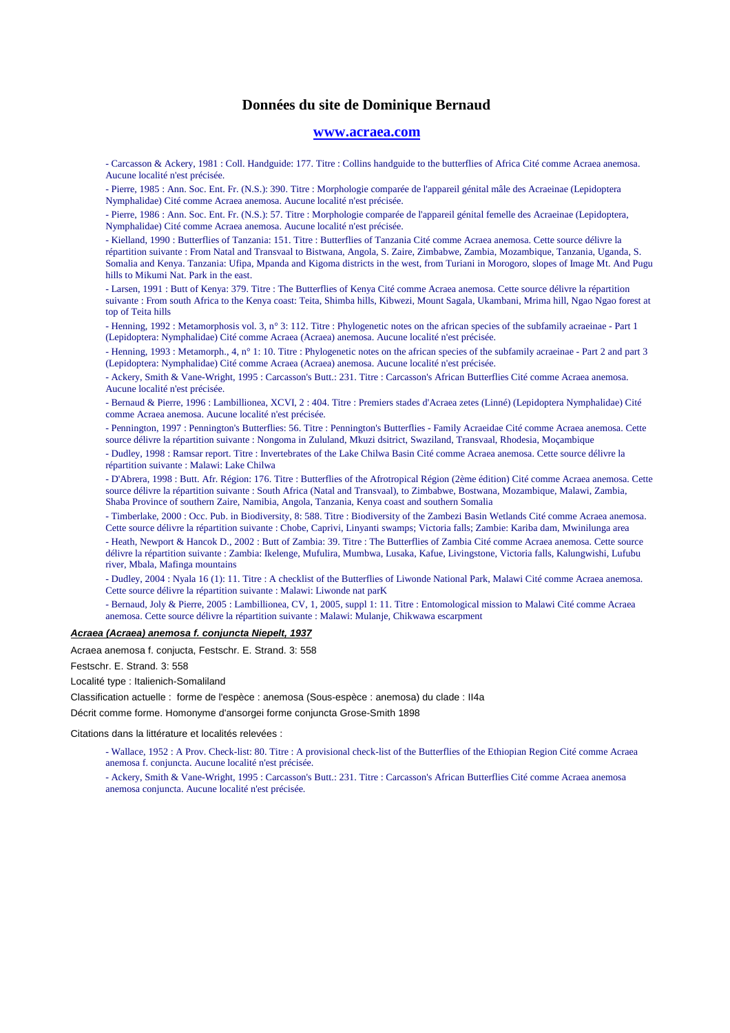## Données du site de Dominique Bernaud

### www.acraea.com

- Carcasson & Ackery, 1981 : Coll. Handguide: 177. Titre : Collins handguide to the butterflies of Africa Cité comme Acraea anemosa. Aucune localité n'est précisée.

- Pierre, 1985 : Ann. Soc. Ent. Fr. (N.S.): 390. Titre : Morphologie comparée de l'appareil génital mâle des Acraeinae (Lepidoptera Nymphalidae) Cité comme Acraea anemosa. Aucune localité n'est précisée.

- Pierre, 1986 : Ann. Soc. Ent. Fr. (N.S.): 57. Titre : Morphologie comparée de l'appareil génital femelle des Acraeinae (Lepidoptera, Nymphalidae) Cité comme Acraea anemosa. Aucune localité n'est précisée.

- Kielland, 1990 : Butterflies of Tanzania: 151. Titre : Butterflies of Tanzania Cité comme Acraea anemosa. Cette source délivre la répartition suivante : From Natal and Transvaal to Bistwana, Angola, S. Zaire, Zimbabwe, Zambia, Mozambique, Tanzania, Uganda, S. Somalia and Kenya. Tanzania: Ufipa, Mpanda and Kigoma districts in the west, from Turiani in Morogoro, slopes of Image Mt. And Pugu hills to Mikumi Nat. Park in the east.

- Larsen, 1991 : Butt of Kenya: 379. Titre : The Butterflies of Kenya Cité comme Acraea anemosa. Cette source délivre la répartition suivante : From south Africa to the Kenya coast: Teita, Shimba hills, Kibwezi, Mount Sagala, Ukambani, Mrima hill, Ngao Ngao forest at top of Teita hills

- Henning, 1992 : Metamorphosis vol. 3, n° 3: 112. Titre : Phylogenetic notes on the african species of the subfamily acraeinae - Part 1 (Lepidoptera: Nymphalidae) Cité comme Acraea (Acraea) anemosa. Aucune localité n'est précisée.

- Henning, 1993 : Metamorph., 4, n° 1: 10. Titre : Phylogenetic notes on the african species of the subfamily acraeinae - Part 2 and part 3 (Lepidoptera: Nymphalidae) Cité comme Acraea (Acraea) anemosa. Aucune localité n'est précisée.

- Ackery, Smith & Vane-Wright, 1995 : Carcasson's Butt.: 231. Titre : Carcasson's African Butterflies Cité comme Acraea anemosa. Aucune localité n'est précisée.

- Bernaud & Pierre, 1996 : Lambillionea, XCVI, 2 : 404. Titre : Premiers stades d'Acraea zetes (Linné) (Lepidoptera Nymphalidae) Cité comme Acraea anemosa. Aucune localité n'est précisée.

- Pennington, 1997 : Pennington's Butterflies: 56. Titre : Pennington's Butterflies - Family Acraeidae Cité comme Acraea anemosa. Cette source délivre la répartition suivante : Nongoma in Zululand, Mkuzi dsitrict, Swaziland, Transvaal, Rhodesia, Moçambique

- Dudley, 1998 : Ramsar report. Titre : Invertebrates of the Lake Chilwa Basin Cité comme Acraea anemosa. Cette source délivre la répartition suivante : Malawi: Lake Chilwa

- D'Abrera, 1998 : Butt. Afr. Région: 176. Titre : Butterflies of the Afrotropical Région (2ème édition) Cité comme Acraea anemosa. Cette source délivre la répartition suivante : South Africa (Natal and Transvaal), to Zimbabwe, Bostwana, Mozambique, Malawi, Zambia, Shaba Province of southern Zaire, Namibia, Angola, Tanzania, Kenya coast and southern Somalia

- Timberlake, 2000 : Occ. Pub. in Biodiversity, 8: 588. Titre : Biodiversity of the Zambezi Basin Wetlands Cité comme Acraea anemosa. Cette source délivre la répartition suivante : Chobe, Caprivi, Linyanti swamps; Victoria falls; Zambie: Kariba dam, Mwinilunga area

- Heath, Newport & Hancok D., 2002 : Butt of Zambia: 39. Titre : The Butterflies of Zambia Cité comme Acraea anemosa. Cette source délivre la répartition suivante : Zambia: Ikelenge, Mufulira, Mumbwa, Lusaka, Kafue, Livingstone, Victoria falls, Kalungwishi, Lufubu river, Mbala, Mafinga mountains

- Dudley, 2004 : Nyala 16 (1): 11. Titre : A checklist of the Butterflies of Liwonde National Park, Malawi Cité comme Acraea anemosa. Cette source délivre la répartition suivante : Malawi: Liwonde nat parK

- Bernaud, Joly & Pierre, 2005 : Lambillionea, CV, 1, 2005, suppl 1: 11. Titre : Entomological mission to Malawi Cité comme Acraea anemosa. Cette source délivre la répartition suivante : Malawi: Mulanje, Chikwawa escarpment

***Acraea (Acraea) anemosa f. conjuncta Niepelt, 1937***

Acraea anemosa f. conjucta, Festschr. E. Strand. 3: 558

Festschr. E. Strand. 3: 558

Localité type : Italienich-Somaliland

Classification actuelle : forme de l'espèce : anemosa (Sous-espèce : anemosa) du clade : II4a

Décrit comme forme. Homonyme d'ansorgei forme conjuncta Grose-Smith 1898

Citations dans la littérature et localités relevées :

- Wallace, 1952 : A Prov. Check-list: 80. Titre : A provisional check-list of the Butterflies of the Ethiopian Region Cité comme Acraea anemosa f. conjuncta. Aucune localité n'est précisée.

- Ackery, Smith & Vane-Wright, 1995 : Carcasson's Butt.: 231. Titre : Carcasson's African Butterflies Cité comme Acraea anemosa anemosa conjuncta. Aucune localité n'est précisée.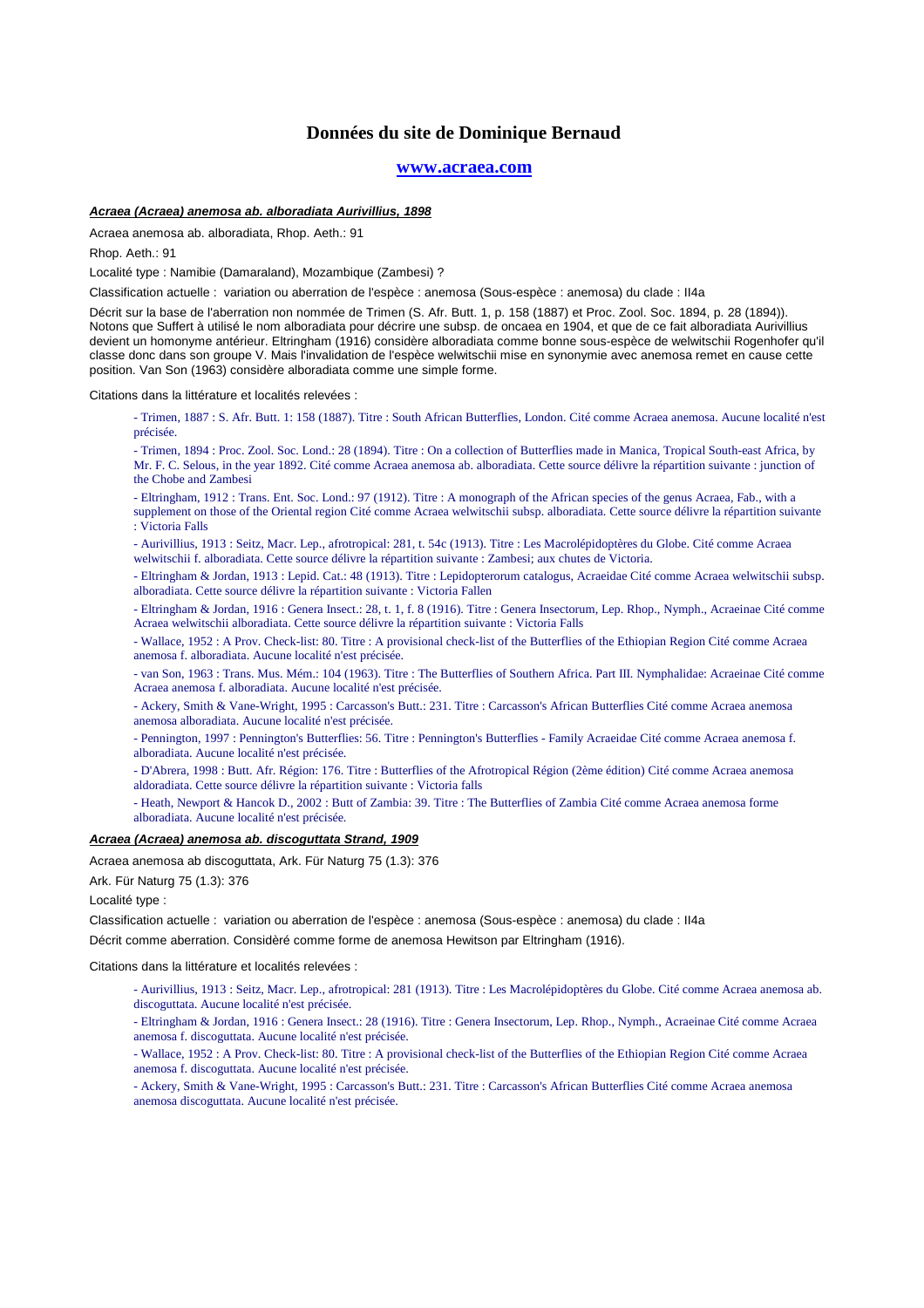# Données du site de Dominique Bernaud

## www.acraea.com

***Acraea (Acraea) anemosa ab. alboradiata Aurivillius, 1898***

Acraea anemosa ab. alboradiata, Rhop. Aeth.: 91

Rhop. Aeth.: 91

Localité type : Namibie (Damaraland), Mozambique (Zambesi) ?

Classification actuelle : variation ou aberration de l'espèce : anemosa (Sous-espèce : anemosa) du clade : II4a

Décrit sur la base de l'aberration non nommée de Trimen (S. Afr. Butt. 1, p. 158 (1887) et Proc. Zool. Soc. 1894, p. 28 (1894)). Notons que Suffert à utilisé le nom alboradiata pour décrire une subsp. de oncaea en 1904, et que de ce fait alboradiata Aurivillius devient un homonyme antérieur. Eltringham (1916) considère alboradiata comme bonne sous-espèce de welwitschii Rogenhofer qu'il classe donc dans son groupe V. Mais l'invalidation de l'espèce welwitschii mise en synonymie avec anemosa remet en cause cette position. Van Son (1963) considère alboradiata comme une simple forme.

Citations dans la littérature et localités relevées :

- Trimen, 1887 : S. Afr. Butt. 1: 158 (1887). Titre : South African Butterflies, London. Cité comme Acraea anemosa. Aucune localité n'est précisée.
- Trimen, 1894 : Proc. Zool. Soc. Lond.: 28 (1894). Titre : On a collection of Butterflies made in Manica, Tropical South-east Africa, by Mr. F. C. Selous, in the year 1892. Cité comme Acraea anemosa ab. alboradiata. Cette source délivre la répartition suivante : junction of the Chobe and Zambesi
- Eltringham, 1912 : Trans. Ent. Soc. Lond.: 97 (1912). Titre : A monograph of the African species of the genus Acraea, Fab., with a supplement on those of the Oriental region Cité comme Acraea welwitschii subsp. alboradiata. Cette source délivre la répartition suivante : Victoria Falls
- Aurivillius, 1913 : Seitz, Macr. Lep., afrotropical: 281, t. 54c (1913). Titre : Les Macrolépidoptères du Globe. Cité comme Acraea welwitschii f. alboradiata. Cette source délivre la répartition suivante : Zambesi; aux chutes de Victoria.
- Eltringham & Jordan, 1913 : Lepid. Cat.: 48 (1913). Titre : Lepidopterorum catalogus, Acraeidae Cité comme Acraea welwitschii subsp. alboradiata. Cette source délivre la répartition suivante : Victoria Fallen
- Eltringham & Jordan, 1916 : Genera Insect.: 28, t. 1, f. 8 (1916). Titre : Genera Insectorum, Lep. Rhop., Nymph., Acraeinae Cité comme Acraea welwitschii alboradiata. Cette source délivre la répartition suivante : Victoria Falls
- Wallace, 1952 : A Prov. Check-list: 80. Titre : A provisional check-list of the Butterflies of the Ethiopian Region Cité comme Acraea anemosa f. alboradiata. Aucune localité n'est précisée.
- van Son, 1963 : Trans. Mus. Mém.: 104 (1963). Titre : The Butterflies of Southern Africa. Part III. Nymphalidae: Acraeinae Cité comme Acraea anemosa f. alboradiata. Aucune localité n'est précisée.
- Ackery, Smith & Vane-Wright, 1995 : Carcasson's Butt.: 231. Titre : Carcasson's African Butterflies Cité comme Acraea anemosa anemosa alboradiata. Aucune localité n'est précisée.
- Pennington, 1997 : Pennington's Butterflies: 56. Titre : Pennington's Butterflies - Family Acraeidae Cité comme Acraea anemosa f. alboradiata. Aucune localité n'est précisée.
- D'Abrera, 1998 : Butt. Afr. Région: 176. Titre : Butterflies of the Afrotropical Région (2ème édition) Cité comme Acraea anemosa aldoradiata. Cette source délivre la répartition suivante : Victoria falls
- Heath, Newport & Hancok D., 2002 : Butt of Zambia: 39. Titre : The Butterflies of Zambia Cité comme Acraea anemosa forme alboradiata. Aucune localité n'est précisée.

***Acraea (Acraea) anemosa ab. discoguttata Strand, 1909***

Acraea anemosa ab discoguttata, Ark. Für Naturg 75 (1.3): 376

Ark. Für Naturg 75 (1.3): 376

Localité type :

Classification actuelle : variation ou aberration de l'espèce : anemosa (Sous-espèce : anemosa) du clade : II4a

Décrit comme aberration. Considèré comme forme de anemosa Hewitson par Eltringham (1916).

Citations dans la littérature et localités relevées :

- Aurivillius, 1913 : Seitz, Macr. Lep., afrotropical: 281 (1913). Titre : Les Macrolépidoptères du Globe. Cité comme Acraea anemosa ab. discoguttata. Aucune localité n'est précisée.
- Eltringham & Jordan, 1916 : Genera Insect.: 28 (1916). Titre : Genera Insectorum, Lep. Rhop., Nymph., Acraeinae Cité comme Acraea anemosa f. discoguttata. Aucune localité n'est précisée.
- Wallace, 1952 : A Prov. Check-list: 80. Titre : A provisional check-list of the Butterflies of the Ethiopian Region Cité comme Acraea anemosa f. discoguttata. Aucune localité n'est précisée.
- Ackery, Smith & Vane-Wright, 1995 : Carcasson's Butt.: 231. Titre : Carcasson's African Butterflies Cité comme Acraea anemosa anemosa discoguttata. Aucune localité n'est précisée.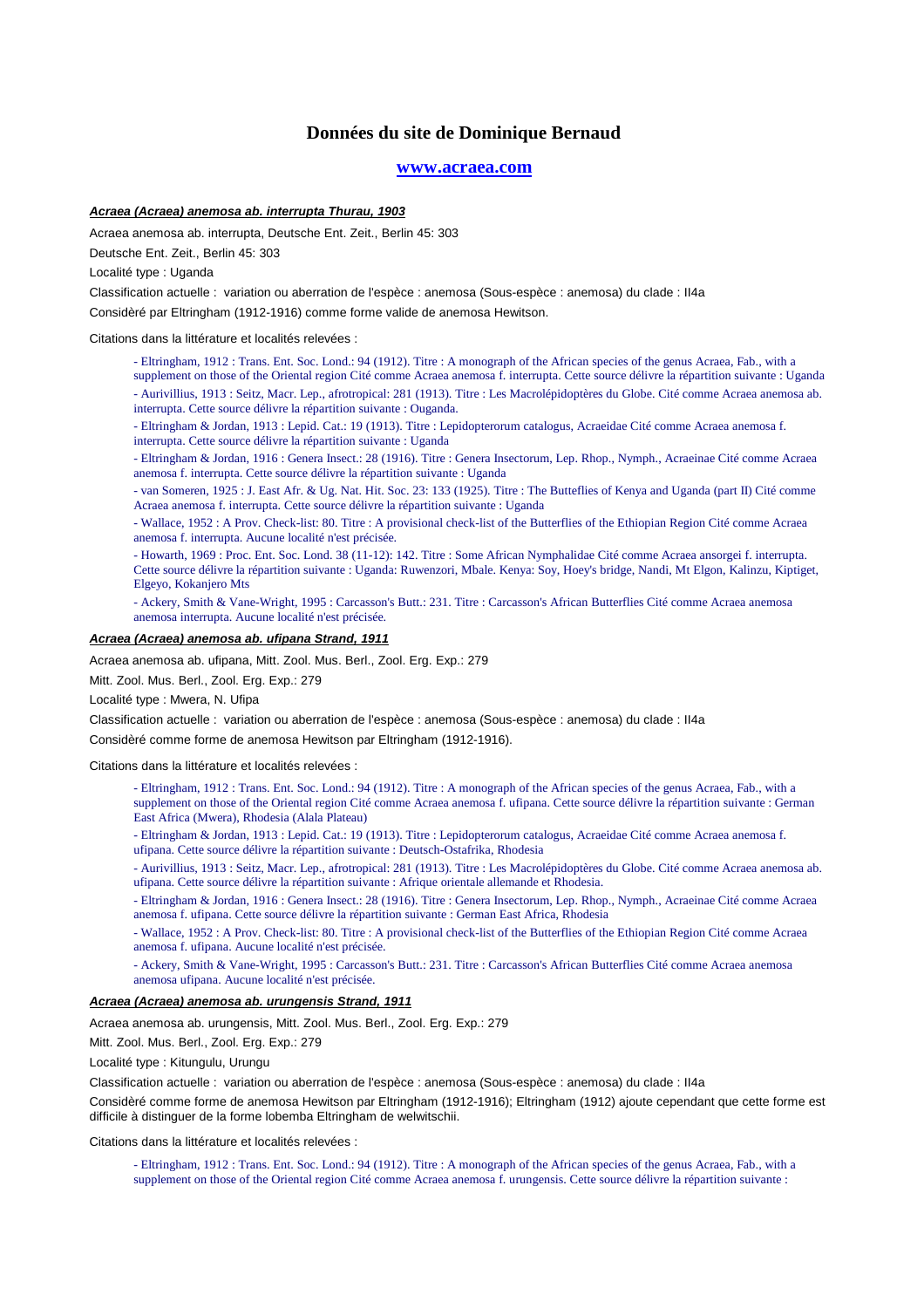## Données du site de Dominique Bernaud

**www.acraea.com**

***Acraea (Acraea) anemosa ab. interrupta Thurau, 1903***

Acraea anemosa ab. interrupta, Deutsche Ent. Zeit., Berlin 45: 303

Deutsche Ent. Zeit., Berlin 45: 303

Localité type : Uganda

Classification actuelle : variation ou aberration de l'espèce : anemosa (Sous-espèce : anemosa) du clade : II4a

Considèré par Eltringham (1912-1916) comme forme valide de anemosa Hewitson.

Citations dans la littérature et localités relevées :

- Eltringham, 1912 : Trans. Ent. Soc. Lond.: 94 (1912). Titre : A monograph of the African species of the genus Acraea, Fab., with a supplement on those of the Oriental region Cité comme Acraea anemosa f. interrupta. Cette source délivre la répartition suivante : Uganda
- Aurivillius, 1913 : Seitz, Macr. Lep., afrotropical: 281 (1913). Titre : Les Macrolépidoptères du Globe. Cité comme Acraea anemosa ab. interrupta. Cette source délivre la répartition suivante : Ouganda.
- Eltringham & Jordan, 1913 : Lepid. Cat.: 19 (1913). Titre : Lepidopterorum catalogus, Acraeidae Cité comme Acraea anemosa f. interrupta. Cette source délivre la répartition suivante : Uganda
- Eltringham & Jordan, 1916 : Genera Insect.: 28 (1916). Titre : Genera Insectorum, Lep. Rhop., Nymph., Acraeinae Cité comme Acraea anemosa f. interrupta. Cette source délivre la répartition suivante : Uganda
- van Someren, 1925 : J. East Afr. & Ug. Nat. Hit. Soc. 23: 133 (1925). Titre : The Butteflies of Kenya and Uganda (part II) Cité comme Acraea anemosa f. interrupta. Cette source délivre la répartition suivante : Uganda
- Wallace, 1952 : A Prov. Check-list: 80. Titre : A provisional check-list of the Butterflies of the Ethiopian Region Cité comme Acraea anemosa f. interrupta. Aucune localité n'est précisée.
- Howarth, 1969 : Proc. Ent. Soc. Lond. 38 (11-12): 142. Titre : Some African Nymphalidae Cité comme Acraea ansorgei f. interrupta. Cette source délivre la répartition suivante : Uganda: Ruwenzori, Mbale. Kenya: Soy, Hoey's bridge, Nandi, Mt Elgon, Kalinzu, Kiptiget, Elgeyo, Kokanjero Mts
- Ackery, Smith & Vane-Wright, 1995 : Carcasson's Butt.: 231. Titre : Carcasson's African Butterflies Cité comme Acraea anemosa anemosa interrupta. Aucune localité n'est précisée.

***Acraea (Acraea) anemosa ab. ufipana Strand, 1911***

Acraea anemosa ab. ufipana, Mitt. Zool. Mus. Berl., Zool. Erg. Exp.: 279

Mitt. Zool. Mus. Berl., Zool. Erg. Exp.: 279

Localité type : Mwera, N. Ufipa

Classification actuelle : variation ou aberration de l'espèce : anemosa (Sous-espèce : anemosa) du clade : II4a

Considèré comme forme de anemosa Hewitson par Eltringham (1912-1916).

Citations dans la littérature et localités relevées :

- Eltringham, 1912 : Trans. Ent. Soc. Lond.: 94 (1912). Titre : A monograph of the African species of the genus Acraea, Fab., with a supplement on those of the Oriental region Cité comme Acraea anemosa f. ufipana. Cette source délivre la répartition suivante : German East Africa (Mwera), Rhodesia (Alala Plateau)
- Eltringham & Jordan, 1913 : Lepid. Cat.: 19 (1913). Titre : Lepidopterorum catalogus, Acraeidae Cité comme Acraea anemosa f. ufipana. Cette source délivre la répartition suivante : Deutsch-Ostafrika, Rhodesia
- Aurivillius, 1913 : Seitz, Macr. Lep., afrotropical: 281 (1913). Titre : Les Macrolépidoptères du Globe. Cité comme Acraea anemosa ab. ufipana. Cette source délivre la répartition suivante : Afrique orientale allemande et Rhodesia.
- Eltringham & Jordan, 1916 : Genera Insect.: 28 (1916). Titre : Genera Insectorum, Lep. Rhop., Nymph., Acraeinae Cité comme Acraea anemosa f. ufipana. Cette source délivre la répartition suivante : German East Africa, Rhodesia
- Wallace, 1952 : A Prov. Check-list: 80. Titre : A provisional check-list of the Butterflies of the Ethiopian Region Cité comme Acraea anemosa f. ufipana. Aucune localité n'est précisée.
- Ackery, Smith & Vane-Wright, 1995 : Carcasson's Butt.: 231. Titre : Carcasson's African Butterflies Cité comme Acraea anemosa anemosa ufipana. Aucune localité n'est précisée.

***Acraea (Acraea) anemosa ab. urungensis Strand, 1911***

Acraea anemosa ab. urungensis, Mitt. Zool. Mus. Berl., Zool. Erg. Exp.: 279

Mitt. Zool. Mus. Berl., Zool. Erg. Exp.: 279

Localité type : Kitungulu, Urungu

Classification actuelle : variation ou aberration de l'espèce : anemosa (Sous-espèce : anemosa) du clade : II4a

Considèré comme forme de anemosa Hewitson par Eltringham (1912-1916); Eltringham (1912) ajoute cependant que cette forme est difficile à distinguer de la forme lobemba Eltringham de welwitschii.

Citations dans la littérature et localités relevées :

- Eltringham, 1912 : Trans. Ent. Soc. Lond.: 94 (1912). Titre : A monograph of the African species of the genus Acraea, Fab., with a supplement on those of the Oriental region Cité comme Acraea anemosa f. urungensis. Cette source délivre la répartition suivante :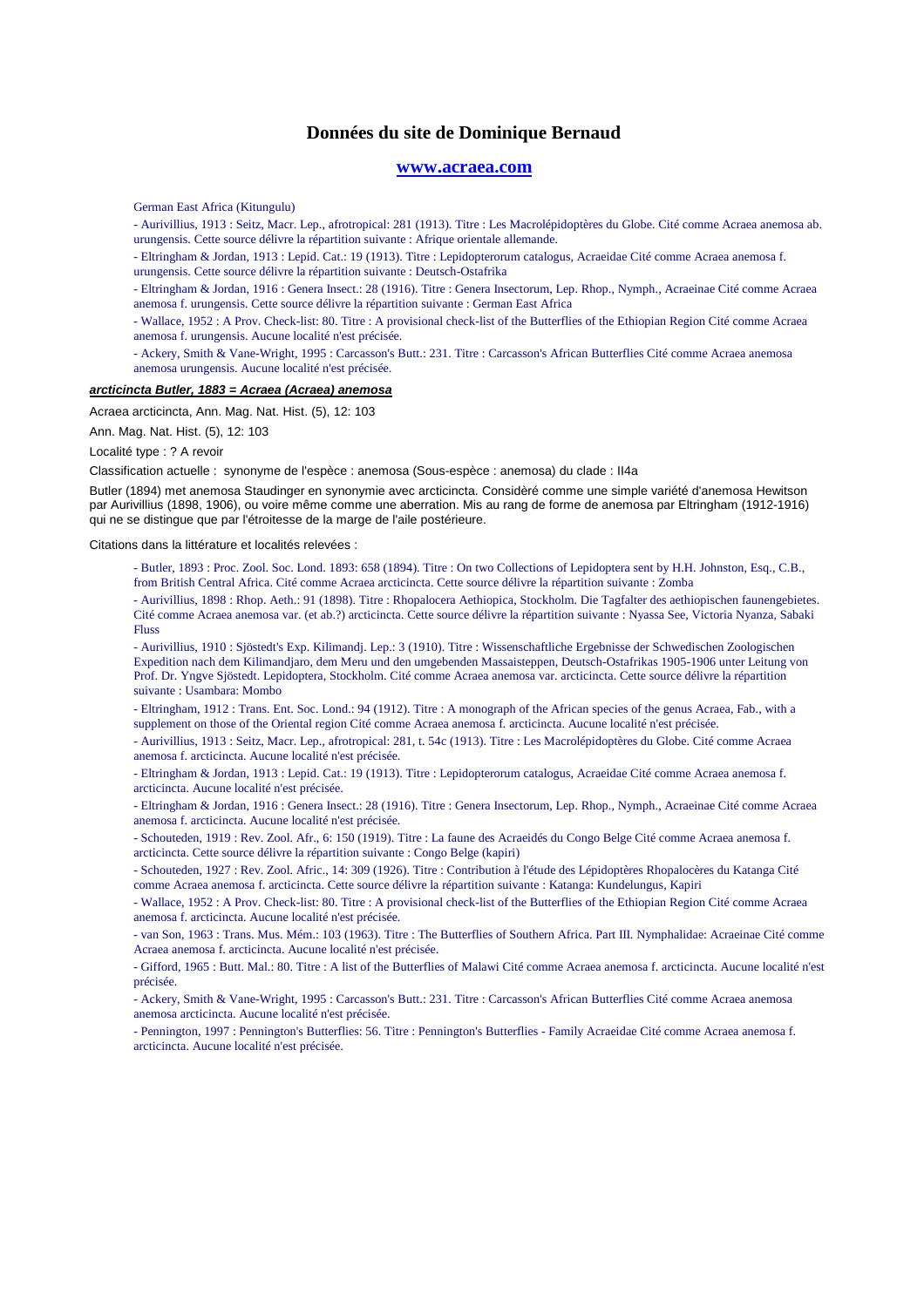German East Africa (Kitungulu)

- Aurivillius, 1913 : Seitz, Macr. Lep., afrotropical: 281 (1913). Titre : Les Macrolépidoptères du Globe. Cité comme Acraea anemosa ab. urungensis. Cette source délivre la répartition suivante : Afrique orientale allemande.

- Eltringham & Jordan, 1913 : Lepid. Cat.: 19 (1913). Titre : Lepidopterorum catalogus, Acraeidae Cité comme Acraea anemosa f. urungensis. Cette source délivre la répartition suivante : Deutsch-Ostafrika

- Eltringham & Jordan, 1916 : Genera Insect.: 28 (1916). Titre : Genera Insectorum, Lep. Rhop., Nymph., Acraeinae Cité comme Acraea anemosa f. urungensis. Cette source délivre la répartition suivante : German East Africa

- Wallace, 1952 : A Prov. Check-list: 80. Titre : A provisional check-list of the Butterflies of the Ethiopian Region Cité comme Acraea anemosa f. urungensis. Aucune localité n'est précisée.

- Ackery, Smith & Vane-Wright, 1995 : Carcasson's Butt.: 231. Titre : Carcasson's African Butterflies Cité comme Acraea anemosa anemosa urungensis. Aucune localité n'est précisée.

***arcticincta Butler, 1883 = Acraea (Acraea) anemosa***

Acraea arcticincta, Ann. Mag. Nat. Hist. (5), 12: 103

Ann. Mag. Nat. Hist. (5), 12: 103

Localité type : ? A revoir

Classification actuelle : synonyme de l'espèce : anemosa (Sous-espèce : anemosa) du clade : II4a

Butler (1894) met anemosa Staudinger en synonymie avec arcticincta. Considéré comme une simple variété d'anemosa Hewitson par Aurivillius (1898, 1906), ou voire même comme une aberration. Mis au rang de forme de anemosa par Eltringham (1912-1916) qui ne se distingue que par l'étroitesse de la marge de l'aile postérieure.

Citations dans la littérature et localités relevées :

- Butler, 1893 : Proc. Zool. Soc. Lond. 1893: 658 (1894). Titre : On two Collections of Lepidoptera sent by H.H. Johnston, Esq., C.B., from British Central Africa. Cité comme Acraea arcticincta. Cette source délivre la répartition suivante : Zomba

- Aurivillius, 1898 : Rhop. Aeth.: 91 (1898). Titre : Rhopalocera Aethiopica, Stockholm. Die Tagfalter des aethiopischen faunengebietes. Cité comme Acraea anemosa var. (et ab.?) arcticincta. Cette source délivre la répartition suivante : Nyassa See, Victoria Nyanza, Sabaki Fluss

- Aurivillius, 1910 : Sjöstedt's Exp. Kilimandj. Lep.: 3 (1910). Titre : Wissenschaftliche Ergebnisse der Schwedischen Zoologischen Expedition nach dem Kilimandjaro, dem Meru und den umgebenden Massaisteppen, Deutsch-Ostafrikas 1905-1906 unter Leitung von Prof. Dr. Yngve Sjöstedt. Lepidoptera, Stockholm. Cité comme Acraea anemosa var. arcticincta. Cette source délivre la répartition suivante : Usambara: Mombo

- Eltringham, 1912 : Trans. Ent. Soc. Lond.: 94 (1912). Titre : A monograph of the African species of the genus Acraea, Fab., with a supplement on those of the Oriental region Cité comme Acraea anemosa f. arcticincta. Aucune localité n'est précisée.

- Aurivillius, 1913 : Seitz, Macr. Lep., afrotropical: 281, t. 54c (1913). Titre : Les Macrolépidoptères du Globe. Cité comme Acraea anemosa f. arcticincta. Aucune localité n'est précisée.

- Eltringham & Jordan, 1913 : Lepid. Cat.: 19 (1913). Titre : Lepidopterorum catalogus, Acraeidae Cité comme Acraea anemosa f. arcticincta. Aucune localité n'est précisée.

- Eltringham & Jordan, 1916 : Genera Insect.: 28 (1916). Titre : Genera Insectorum, Lep. Rhop., Nymph., Acraeinae Cité comme Acraea anemosa f. arcticincta. Aucune localité n'est précisée.

- Schouteden, 1919 : Rev. Zool. Afr., 6: 150 (1919). Titre : La faune des Acraeidés du Congo Belge Cité comme Acraea anemosa f. arcticincta. Cette source délivre la répartition suivante : Congo Belge (kapiri)

- Schouteden, 1927 : Rev. Zool. Afric., 14: 309 (1926). Titre : Contribution à l'étude des Lépidoptères Rhopalocères du Katanga Cité comme Acraea anemosa f. arcticincta. Cette source délivre la répartition suivante : Katanga: Kundelungus, Kapiri

- Wallace, 1952 : A Prov. Check-list: 80. Titre : A provisional check-list of the Butterflies of the Ethiopian Region Cité comme Acraea anemosa f. arcticincta. Aucune localité n'est précisée.

- van Son, 1963 : Trans. Mus. Mém.: 103 (1963). Titre : The Butterflies of Southern Africa. Part III. Nymphalidae: Acraeinae Cité comme Acraea anemosa f. arcticincta. Aucune localité n'est précisée.

- Gifford, 1965 : Butt. Mal.: 80. Titre : A list of the Butterflies of Malawi Cité comme Acraea anemosa f. arcticincta. Aucune localité n'est précisée.

- Ackery, Smith & Vane-Wright, 1995 : Carcasson's Butt.: 231. Titre : Carcasson's African Butterflies Cité comme Acraea anemosa anemosa arcticincta. Aucune localité n'est précisée.

- Pennington, 1997 : Pennington's Butterflies: 56. Titre : Pennington's Butterflies - Family Acraeidae Cité comme Acraea anemosa f. arcticincta. Aucune localité n'est précisée.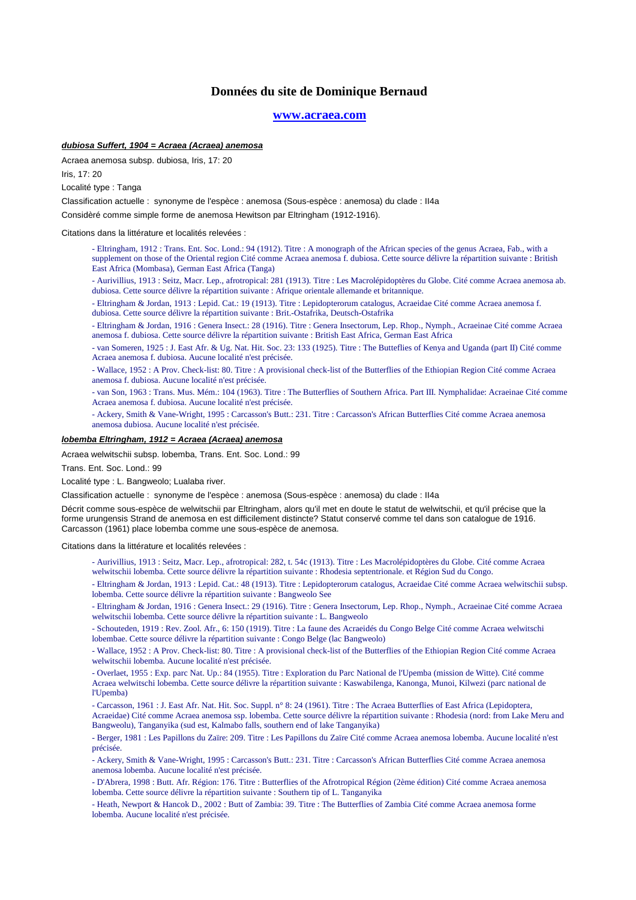# Données du site de Dominique Bernaud

## www.acraea.com

***dubiosa Suffert, 1904 = Acraea (Acraea) anemosa***

Acraea anemosa subsp. dubiosa, Iris, 17: 20

Iris, 17: 20

Localité type : Tanga

Classification actuelle : synonyme de l'espèce : anemosa (Sous-espèce : anemosa) du clade : II4a

Considèré comme simple forme de anemosa Hewitson par Eltringham (1912-1916).

Citations dans la littérature et localités relevées :

- Eltringham, 1912 : Trans. Ent. Soc. Lond.: 94 (1912). Titre : A monograph of the African species of the genus Acraea, Fab., with a supplement on those of the Oriental region Cité comme Acraea anemosa f. dubiosa. Cette source délivre la répartition suivante : British East Africa (Mombasa), German East Africa (Tanga)
- Aurivillius, 1913 : Seitz, Macr. Lep., afrotropical: 281 (1913). Titre : Les Macrolépidoptères du Globe. Cité comme Acraea anemosa ab. dubiosa. Cette source délivre la répartition suivante : Afrique orientale allemande et britannique.
- Eltringham & Jordan, 1913 : Lepid. Cat.: 19 (1913). Titre : Lepidopterorum catalogus, Acraeidae Cité comme Acraea anemosa f. dubiosa. Cette source délivre la répartition suivante : Brit.-Ostafrika, Deutsch-Ostafrika
- Eltringham & Jordan, 1916 : Genera Insect.: 28 (1916). Titre : Genera Insectorum, Lep. Rhop., Nymph., Acraeinae Cité comme Acraea anemosa f. dubiosa. Cette source délivre la répartition suivante : British East Africa, German East Africa
- van Someren, 1925 : J. East Afr. & Ug. Nat. Hit. Soc. 23: 133 (1925). Titre : The Butteflies of Kenya and Uganda (part II) Cité comme Acraea anemosa f. dubiosa. Aucune localité n'est précisée.
- Wallace, 1952 : A Prov. Check-list: 80. Titre : A provisional check-list of the Butterflies of the Ethiopian Region Cité comme Acraea anemosa f. dubiosa. Aucune localité n'est précisée.
- van Son, 1963 : Trans. Mus. Mém.: 104 (1963). Titre : The Butterflies of Southern Africa. Part III. Nymphalidae: Acraeinae Cité comme Acraea anemosa f. dubiosa. Aucune localité n'est précisée.
- Ackery, Smith & Vane-Wright, 1995 : Carcasson's Butt.: 231. Titre : Carcasson's African Butterflies Cité comme Acraea anemosa anemosa dubiosa. Aucune localité n'est précisée.

***lobemba Eltringham, 1912 = Acraea (Acraea) anemosa***

Acraea welwitschii subsp. lobemba, Trans. Ent. Soc. Lond.: 99

Trans. Ent. Soc. Lond.: 99

Localité type : L. Bangweolo; Lualaba river.

Classification actuelle : synonyme de l'espèce : anemosa (Sous-espèce : anemosa) du clade : II4a

Décrit comme sous-espèce de welwitschii par Eltringham, alors qu'il met en doute le statut de welwitschii, et qu'il précise que la forme urungensis Strand de anemosa en est difficilement distincte? Statut conservé comme tel dans son catalogue de 1916. Carcasson (1961) place lobemba comme une sous-espèce de anemosa.

Citations dans la littérature et localités relevées :

- Aurivillius, 1913 : Seitz, Macr. Lep., afrotropical: 282, t. 54c (1913). Titre : Les Macrolépidoptères du Globe. Cité comme Acraea welwitschii lobemba. Cette source délivre la répartition suivante : Rhodesia septentrionale. et Région Sud du Congo.
- Eltringham & Jordan, 1913 : Lepid. Cat.: 48 (1913). Titre : Lepidopterorum catalogus, Acraeidae Cité comme Acraea welwitschii subsp. lobemba. Cette source délivre la répartition suivante : Bangweolo See
- Eltringham & Jordan, 1916 : Genera Insect.: 29 (1916). Titre : Genera Insectorum, Lep. Rhop., Nymph., Acraeinae Cité comme Acraea welwitschii lobemba. Cette source délivre la répartition suivante : L. Bangweolo
- Schouteden, 1919 : Rev. Zool. Afr., 6: 150 (1919). Titre : La faune des Acraeidés du Congo Belge Cité comme Acraea welwitschi lobembae. Cette source délivre la répartition suivante : Congo Belge (lac Bangweolo)
- Wallace, 1952 : A Prov. Check-list: 80. Titre : A provisional check-list of the Butterflies of the Ethiopian Region Cité comme Acraea welwitschii lobemba. Aucune localité n'est précisée.
- Overlaet, 1955 : Exp. parc Nat. Up.: 84 (1955). Titre : Exploration du Parc National de l'Upemba (mission de Witte). Cité comme Acraea welwitschi lobemba. Cette source délivre la répartition suivante : Kaswabilenga, Kanonga, Munoi, Kilwezi (parc national de l'Upemba)
- Carcasson, 1961 : J. East Afr. Nat. Hit. Soc. Suppl. n° 8: 24 (1961). Titre : The Acraea Butterflies of East Africa (Lepidoptera, Acraeidae) Cité comme Acraea anemosa ssp. lobemba. Cette source délivre la répartition suivante : Rhodesia (nord: from Lake Meru and Bangweolu), Tanganyika (sud est, Kalmabo falls, southern end of lake Tanganyika)
- Berger, 1981 : Les Papillons du Zaïre: 209. Titre : Les Papillons du Zaïre Cité comme Acraea anemosa lobemba. Aucune localité n'est précisée.
- Ackery, Smith & Vane-Wright, 1995 : Carcasson's Butt.: 231. Titre : Carcasson's African Butterflies Cité comme Acraea anemosa anemosa lobemba. Aucune localité n'est précisée.
- D'Abrera, 1998 : Butt. Afr. Région: 176. Titre : Butterflies of the Afrotropical Région (2ème édition) Cité comme Acraea anemosa lobemba. Cette source délivre la répartition suivante : Southern tip of L. Tanganyika
- Heath, Newport & Hancock D., 2002 : Butt of Zambia: 39. Titre : The Butterflies of Zambia Cité comme Acraea anemosa forme lobemba. Aucune localité n'est précisée.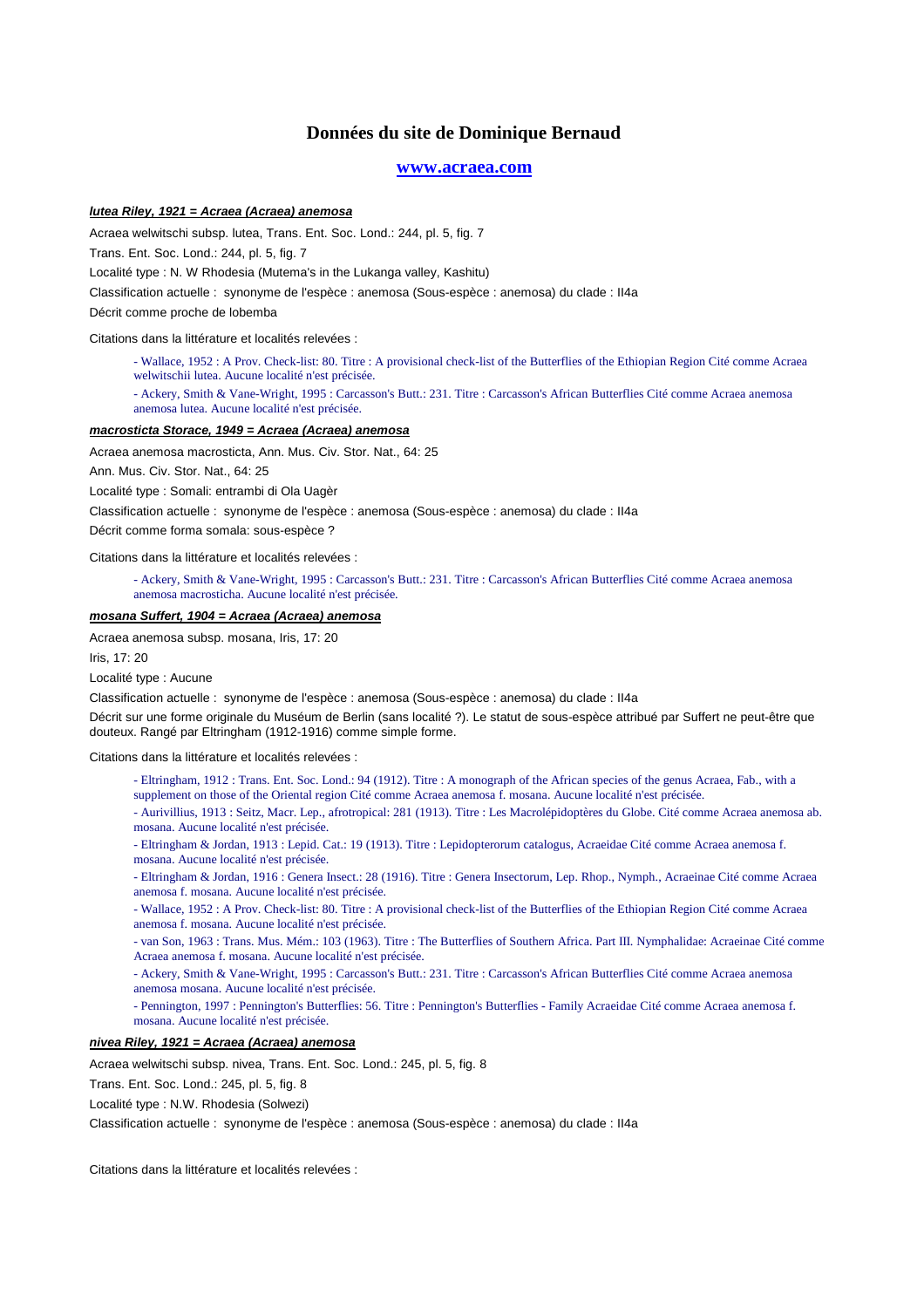# Données du site de Dominique Bernaud

## [www.acraea.com](http://www.acraea.com)

***lutea* Riley, 1921 = *Acraea (Acraea) anemosa***

Acraea welwitschi subsp. lutea, Trans. Ent. Soc. Lond.: 244, pl. 5, fig. 7

Trans. Ent. Soc. Lond.: 244, pl. 5, fig. 7

Localité type : N. W Rhodesia (Mutema's in the Lukanga valley, Kashitu)

Classification actuelle : synonyme de l'espèce : anemosa (Sous-espèce : anemosa) du clade : II4a

Décrit comme proche de lobemba

Citations dans la littérature et localités relevées :

- Wallace, 1952 : A Prov. Check-list: 80. Titre : A provisional check-list of the Butterflies of the Ethiopian Region Cité comme Acraea welwitschii lutea. Aucune localité n'est précisée.
- Ackery, Smith & Vane-Wright, 1995 : Carcasson's Butt.: 231. Titre : Carcasson's African Butterflies Cité comme Acraea anemosa anemosa lutea. Aucune localité n'est précisée.

***macrosticta* Storace, 1949 = *Acraea (Acraea) anemosa***

Acraea anemosa macrosticta, Ann. Mus. Civ. Stor. Nat., 64: 25

Ann. Mus. Civ. Stor. Nat., 64: 25

Localité type : Somali: entrambi di Ola Uagèr

Classification actuelle : synonyme de l'espèce : anemosa (Sous-espèce : anemosa) du clade : II4a

Décrit comme forma somala: sous-espèce ?

Citations dans la littérature et localités relevées :

- Ackery, Smith & Vane-Wright, 1995 : Carcasson's Butt.: 231. Titre : Carcasson's African Butterflies Cité comme Acraea anemosa anemosa macrosticha. Aucune localité n'est précisée.

***mosana* Suffert, 1904 = *Acraea (Acraea) anemosa***

Acraea anemosa subsp. mosana, Iris, 17: 20

Iris, 17: 20

Localité type : Aucune

Classification actuelle : synonyme de l'espèce : anemosa (Sous-espèce : anemosa) du clade : II4a

Décrit sur une forme originale du Muséum de Berlin (sans localité ?). Le statut de sous-espèce attribué par Suffert ne peut-être que douteux. Rangé par Eltringham (1912-1916) comme simple forme.

Citations dans la littérature et localités relevées :

- Eltringham, 1912 : Trans. Ent. Soc. Lond.: 94 (1912). Titre : A monograph of the African species of the genus Acraea, Fab., with a supplement on those of the Oriental region Cité comme Acraea anemosa f. mosana. Aucune localité n'est précisée.
- Aurivillius, 1913 : Seitz, Macr. Lep., afrotropical: 281 (1913). Titre : Les Macrolépidoptères du Globe. Cité comme Acraea anemosa ab. mosana. Aucune localité n'est précisée.
- Eltringham & Jordan, 1913 : Lepid. Cat.: 19 (1913). Titre : Lepidopterorum catalogus, Acraeidae Cité comme Acraea anemosa f. mosana. Aucune localité n'est précisée.
- Eltringham & Jordan, 1916 : Genera Insect.: 28 (1916). Titre : Genera Insectorum, Lep. Rhop., Nymph., Acraeinae Cité comme Acraea anemosa f. mosana. Aucune localité n'est précisée.
- Wallace, 1952 : A Prov. Check-list: 80. Titre : A provisional check-list of the Butterflies of the Ethiopian Region Cité comme Acraea anemosa f. mosana. Aucune localité n'est précisée.
- van Son, 1963 : Trans. Mus. Mém.: 103 (1963). Titre : The Butterflies of Southern Africa. Part III. Nymphalidae: Acraeinae Cité comme Acraea anemosa f. mosana. Aucune localité n'est précisée.
- Ackery, Smith & Vane-Wright, 1995 : Carcasson's Butt.: 231. Titre : Carcasson's African Butterflies Cité comme Acraea anemosa anemosa mosana. Aucune localité n'est précisée.
- Pennington, 1997 : Pennington's Butterflies: 56. Titre : Pennington's Butterflies - Family Acraeidae Cité comme Acraea anemosa f. mosana. Aucune localité n'est précisée.

***nivea* Riley, 1921 = *Acraea (Acraea) anemosa***

Acraea welwitschi subsp. nivea, Trans. Ent. Soc. Lond.: 245, pl. 5, fig. 8

Trans. Ent. Soc. Lond.: 245, pl. 5, fig. 8

Localité type : N.W. Rhodesia (Solwezi)

Classification actuelle : synonyme de l'espèce : anemosa (Sous-espèce : anemosa) du clade : II4a

Citations dans la littérature et localités relevées :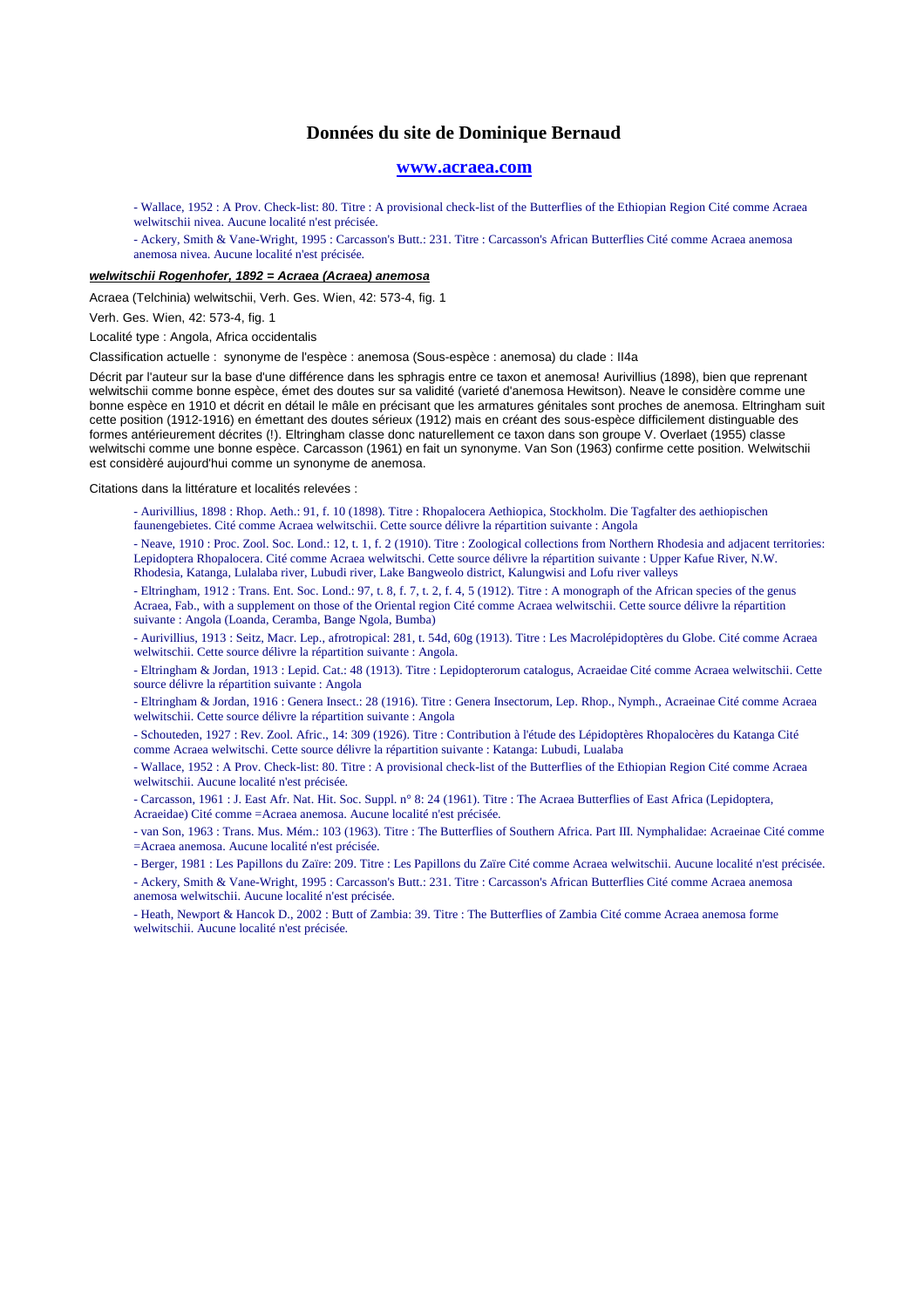# Données du site de Dominique Bernaud

## [www.acraea.com](http://www.acraea.com)

- Wallace, 1952 : A Prov. Check-list: 80. Titre : A provisional check-list of the Butterflies of the Ethiopian Region Cité comme Acraea welwitschii nivea. Aucune localité n'est précisée.
- Ackery, Smith & Vane-Wright, 1995 : Carcasson's Butt.: 231. Titre : Carcasson's African Butterflies Cité comme Acraea anemosa anemosa nivea. Aucune localité n'est précisée.

***welwitschii Rogenhofer, 1892 = Acraea (Acraea) anemosa***

Acraea (Telchinia) welwitschii, Verh. Ges. Wien, 42: 573-4, fig. 1

Verh. Ges. Wien, 42: 573-4, fig. 1

Localité type : Angola, Africa occidentalis

Classification actuelle : synonyme de l'espèce : anemosa (Sous-espèce : anemosa) du clade : II4a

Décrit par l'auteur sur la base d'une différence dans les sphragis entre ce taxon et anemosa! Aurivillius (1898), bien que reprenant welwitschii comme bonne espèce, émet des doutes sur sa validité (varieté d'anemosa Hewitson). Neave le considère comme une bonne espèce en 1910 et décrit en détail le mâle en précisant que les armatures génitales sont proches de anemosa. Eltringham suit cette position (1912-1916) en émettant des doutes sérieux (1912) mais en créant des sous-espèce difficilement distinguable des formes antérieurement décrites (!). Eltringham classe donc naturellement ce taxon dans son groupe V. Overlaet (1955) classe welwitschi comme une bonne espèce. Carcasson (1961) en fait un synonyme. Van Son (1963) confirme cette position. Welwitschii est considèré aujourd'hui comme un synonyme de anemosa.

Citations dans la littérature et localités relevées :

- Aurivillius, 1898 : Rhop. Aeth.: 91, f. 10 (1898). Titre : Rhopalocera Aethiopica, Stockholm. Die Tagfalter des aethiopischen faunengebietes. Cité comme Acraea welwitschii. Cette source délivre la répartition suivante : Angola
- Neave, 1910 : Proc. Zool. Soc. Lond.: 12, t. 1, f. 2 (1910). Titre : Zoological collections from Northern Rhodesia and adjacent territories: Lepidoptera Rhopalocera. Cité comme Acraea welwitschi. Cette source délivre la répartition suivante : Upper Kafue River, N.W. Rhodesia, Katanga, Lulalaba river, Lubudi river, Lake Bangweolo district, Kalungwisi and Lofu river valleys
- Eltringham, 1912 : Trans. Ent. Soc. Lond.: 97, t. 8, f. 7, t. 2, f. 4, 5 (1912). Titre : A monograph of the African species of the genus Acraea, Fab., with a supplement on those of the Oriental region Cité comme Acraea welwitschii. Cette source délivre la répartition suivante : Angola (Loanda, Ceramba, Bange Ngola, Bumba)
- Aurivillius, 1913 : Seitz, Macr. Lep., afrotropical: 281, t. 54d, 60g (1913). Titre : Les Macrolépidoptères du Globe. Cité comme Acraea welwitschii. Cette source délivre la répartition suivante : Angola.
- Eltringham & Jordan, 1913 : Lepid. Cat.: 48 (1913). Titre : Lepidopterorum catalogus, Acraeidae Cité comme Acraea welwitschii. Cette source délivre la répartition suivante : Angola
- Eltringham & Jordan, 1916 : Genera Insect.: 28 (1916). Titre : Genera Insectorum, Lep. Rhop., Nymph., Acraeinae Cité comme Acraea welwitschii. Cette source délivre la répartition suivante : Angola
- Schouteden, 1927 : Rev. Zool. Afric., 14: 309 (1926). Titre : Contribution à l'étude des Lépidoptères Rhopalocères du Katanga Cité comme Acraea welwitschi. Cette source délivre la répartition suivante : Katanga: Lubudi, Lualaba
- Wallace, 1952 : A Prov. Check-list: 80. Titre : A provisional check-list of the Butterflies of the Ethiopian Region Cité comme Acraea welwitschii. Aucune localité n'est précisée.
- Carcasson, 1961 : J. East Afr. Nat. Hit. Soc. Suppl. n° 8: 24 (1961). Titre : The Acraea Butterflies of East Africa (Lepidoptera, Acraeidae) Cité comme =Acraea anemosa. Aucune localité n'est précisée.
- van Son, 1963 : Trans. Mus. Mém.: 103 (1963). Titre : The Butterflies of Southern Africa. Part III. Nymphalidae: Acraeinae Cité comme =Acraea anemosa. Aucune localité n'est précisée.
- Berger, 1981 : Les Papillons du Zaïre: 209. Titre : Les Papillons du Zaïre Cité comme Acraea welwitschii. Aucune localité n'est précisée.
- Ackery, Smith & Vane-Wright, 1995 : Carcasson's Butt.: 231. Titre : Carcasson's African Butterflies Cité comme Acraea anemosa anemosa welwitschii. Aucune localité n'est précisée.
- Heath, Newport & Hancok D., 2002 : Butt of Zambia: 39. Titre : The Butterflies of Zambia Cité comme Acraea anemosa forme welwitschii. Aucune localité n'est précisée.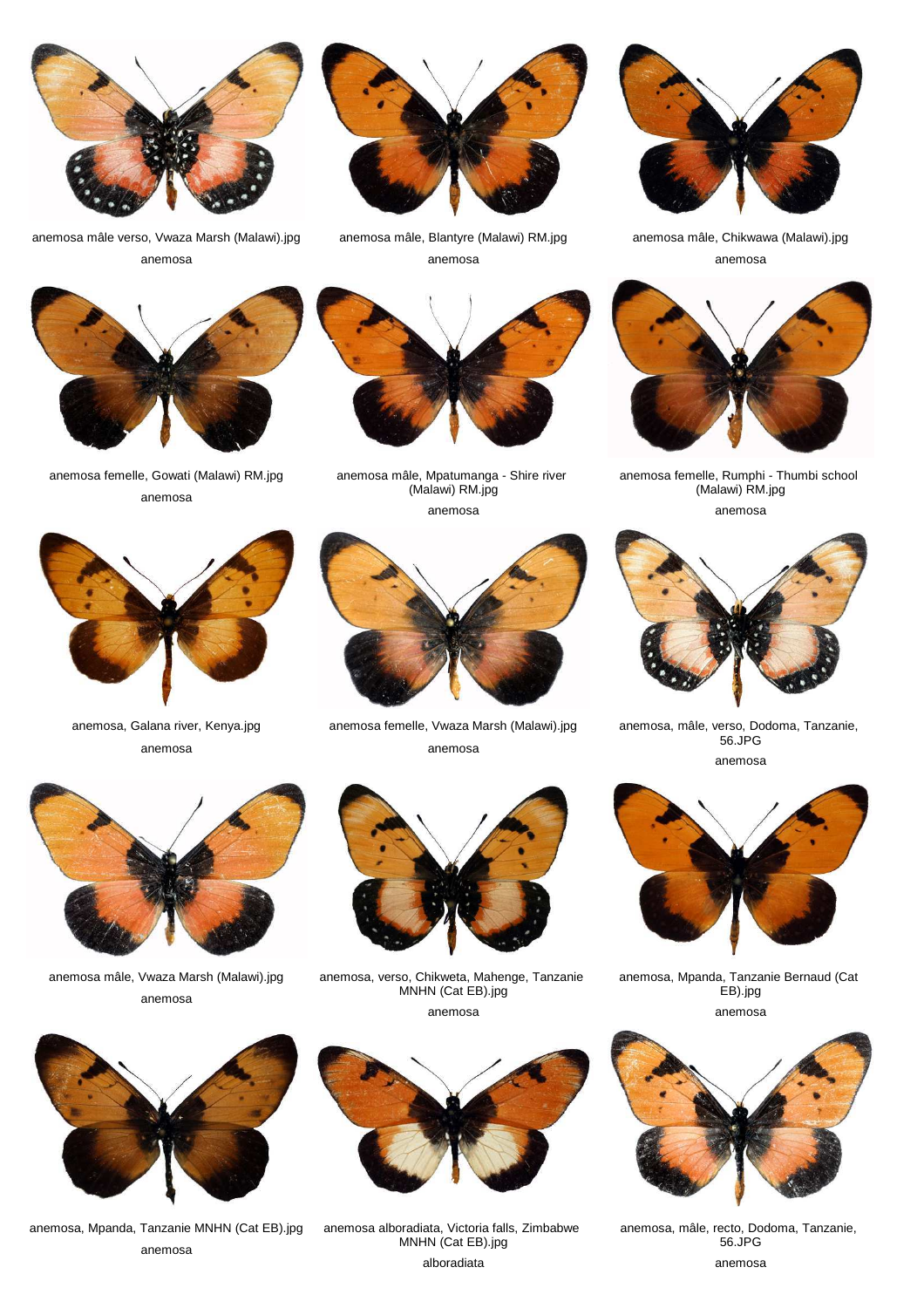anemosa mâle verso, Vwaza Marsh (Malawi).jpg
anemosa

anemosa mâle, Blantyre (Malawi) RM.jpg
anemosa

anemosa mâle, Chikwawa (Malawi).jpg
anemosa

anemosa femelle, Gowati (Malawi) RM.jpg
anemosa

anemosa mâle, Mpatumanga - Shire river (Malawi) RM.jpg
anemosa

anemosa femelle, Rumphi - Thumbi school (Malawi) RM.jpg
anemosa

anemosa, Galana river, Kenya.jpg
anemosa

anemosa femelle, Vwaza Marsh (Malawi).jpg
anemosa

anemosa, mâle, verso, Dodoma, Tanzanie, 56.JPG
anemosa

anemosa mâle, Vwaza Marsh (Malawi).jpg
anemosa

anemosa, verso, Chikweta, Mahenge, Tanzanie MNHN (Cat EB).jpg
anemosa

anemosa, Mpanda, Tanzanie Bernaud (Cat EB).jpg
anemosa

anemosa, Mpanda, Tanzanie MNHN (Cat EB).jpg
anemosa

anemosa alboradiata, Victoria falls, Zimbabwe MNHN (Cat EB).jpg
alboradiata

anemosa, mâle, recto, Dodoma, Tanzanie, 56.JPG
anemosa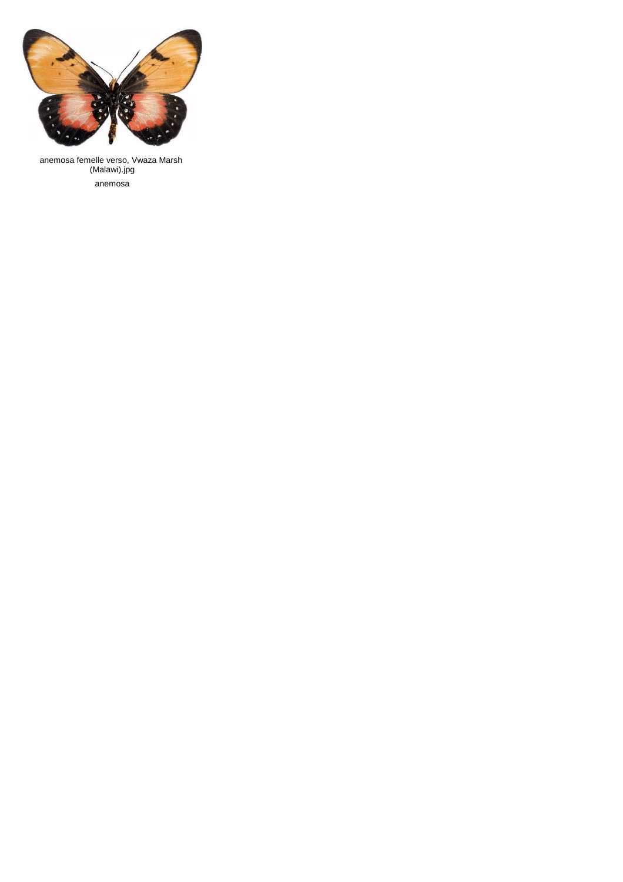anemosa femelle verso, Vwaza Marsh (Malawi).jpg

anemosa